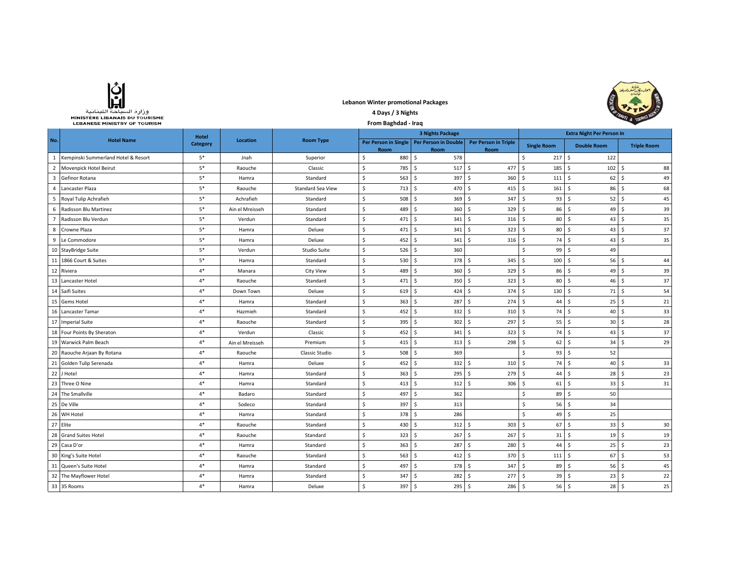وزارة السياحة اللبنانية
MINISTÈRE LIBANAIS DU TOURISME
LEBANESE MINISTRY OF TOURISM

**Lebanon Winter promotional Packages**

**4 Days / 3 Nights**

**From Baghdad - Iraq**

| No. | Hotel Name | Hotel Category | Location | Room Type | 3 Nights Package | | | Extra Night Per Person In | | |
|---|---|---|---|---|---|---|---|---|---|---|
| | | | | | Per Person in Single Room | Per Person in Double Room | Per Person in Triple Room | Single Room | Double Room | Triple Room |
| 1 | Kempinski Summerland Hotel & Resort | 5* | Jnah | Superior | $ 880 | $ 578 | | $ 217 | $ 122 | |
| 2 | Movenpick Hotel Beirut | 5* | Raouche | Classic | $ 785 | $ 517 | $ 477 | $ 185 | $ 102 | $ 88 |
| 3 | Gefinor Rotana | 5* | Hamra | Standard | $ 563 | $ 397 | $ 360 | $ 111 | $ 62 | $ 49 |
| 4 | Lancaster Plaza | 5* | Raouche | Standard Sea View | $ 713 | $ 470 | $ 415 | $ 161 | $ 86 | $ 68 |
| 5 | Royal Tulip Achrafieh | 5* | Achrafieh | Standard | $ 508 | $ 369 | $ 347 | $ 93 | $ 52 | $ 45 |
| 6 | Radisson Blu Martinez | 5* | Ain el Mreisseh | Standard | $ 489 | $ 360 | $ 329 | $ 86 | $ 49 | $ 39 |
| 7 | Radisson Blu Verdun | 5* | Verdun | Standard | $ 471 | $ 341 | $ 316 | $ 80 | $ 43 | $ 35 |
| 8 | Crowne Plaza | 5* | Hamra | Deluxe | $ 471 | $ 341 | $ 323 | $ 80 | $ 43 | $ 37 |
| 9 | Le Commodore | 5* | Hamra | Deluxe | $ 452 | $ 341 | $ 316 | $ 74 | $ 43 | $ 35 |
| 10 | StayBridge Suite | 5* | Verdun | Studio Suite | $ 526 | $ 360 | | $ 99 | $ 49 | |
| 11 | 1866 Court & Suites | 5* | Hamra | Standard | $ 530 | $ 378 | $ 345 | $ 100 | $ 56 | $ 44 |
| 12 | Riviera | 4* | Manara | City View | $ 489 | $ 360 | $ 329 | $ 86 | $ 49 | $ 39 |
| 13 | Lancaster Hotel | 4* | Raouche | Standard | $ 471 | $ 350 | $ 323 | $ 80 | $ 46 | $ 37 |
| 14 | Saifi Suites | 4* | Down Town | Deluxe | $ 619 | $ 424 | $ 374 | $ 130 | $ 71 | $ 54 |
| 15 | Gems Hotel | 4* | Hamra | Standard | $ 363 | $ 287 | $ 274 | $ 44 | $ 25 | $ 21 |
| 16 | Lancaster Tamar | 4* | Hazmieh | Standard | $ 452 | $ 332 | $ 310 | $ 74 | $ 40 | $ 33 |
| 17 | Imperial Suite | 4* | Raouche | Standard | $ 395 | $ 302 | $ 297 | $ 55 | $ 30 | $ 28 |
| 18 | Four Points By Sheraton | 4* | Verdun | Classic | $ 452 | $ 341 | $ 323 | $ 74 | $ 43 | $ 37 |
| 19 | Warwick Palm Beach | 4* | Ain el Mreisseh | Premium | $ 415 | $ 313 | $ 298 | $ 62 | $ 34 | $ 29 |
| 20 | Raouche Arjaan By Rotana | 4* | Raouche | Classic Studio | $ 508 | $ 369 | | $ 93 | $ 52 | |
| 21 | Golden Tulip Serenada | 4* | Hamra | Deluxe | $ 452 | $ 332 | $ 310 | $ 74 | $ 40 | $ 33 |
| 22 | J Hotel | 4* | Hamra | Standard | $ 363 | $ 295 | $ 279 | $ 44 | $ 28 | $ 23 |
| 23 | Three O Nine | 4* | Hamra | Standard | $ 413 | $ 312 | $ 306 | $ 61 | $ 33 | $ 31 |
| 24 | The Smallville | 4* | Badaro | Standard | $ 497 | $ 362 | | $ 89 | $ 50 | |
| 25 | De Ville | 4* | Sodeco | Standard | $ 397 | $ 313 | | $ 56 | $ 34 | |
| 26 | WH Hotel | 4* | Hamra | Standard | $ 378 | $ 286 | | $ 49 | $ 25 | |
| 27 | Elite | 4* | Raouche | Standard | $ 430 | $ 312 | $ 303 | $ 67 | $ 33 | $ 30 |
| 28 | Grand Suites Hotel | 4* | Raouche | Standard | $ 323 | $ 267 | $ 267 | $ 31 | $ 19 | $ 19 |
| 29 | Casa D'or | 4* | Hamra | Standard | $ 363 | $ 287 | $ 280 | $ 44 | $ 25 | $ 23 |
| 30 | King's Suite Hotel | 4* | Raouche | Standard | $ 563 | $ 412 | $ 370 | $ 111 | $ 67 | $ 53 |
| 31 | Queen's Suite Hotel | 4* | Hamra | Standard | $ 497 | $ 378 | $ 347 | $ 89 | $ 56 | $ 45 |
| 32 | The Mayflower Hotel | 4* | Hamra | Standard | $ 347 | $ 282 | $ 277 | $ 39 | $ 23 | $ 22 |
| 33 | 35 Rooms | 4* | Hamra | Deluxe | $ 397 | $ 295 | $ 286 | $ 56 | $ 28 | $ 25 |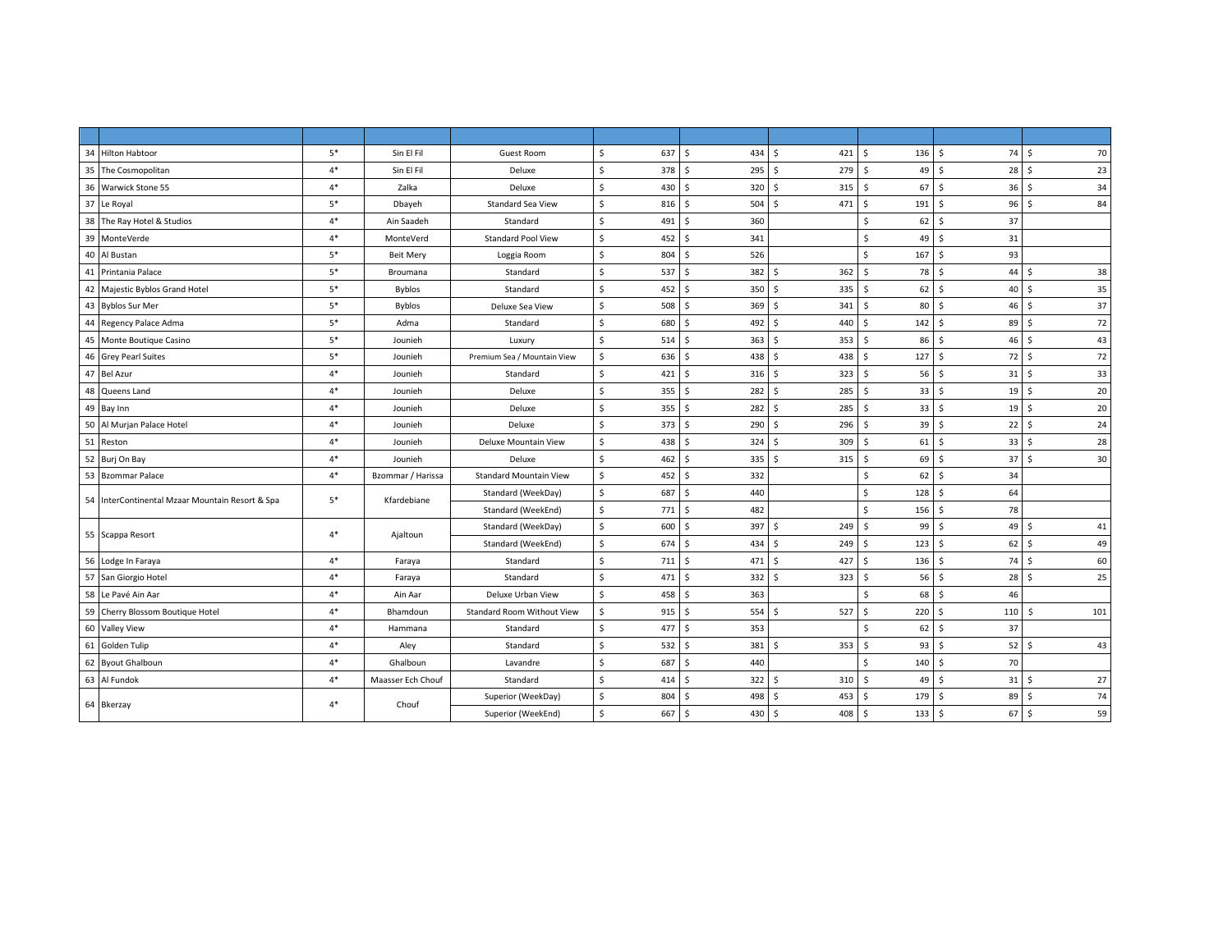| | | | | | | | | | | |
|---|---|---|---|---|---|---|---|---|---|---|
| 34 | Hilton Habtoor | 5* | Sin El Fil | Guest Room | $ 637 | $ 434 | $ 421 | $ 136 | $ 74 | $ 70 |
| 35 | The Cosmopolitan | 4* | Sin El Fil | Deluxe | $ 378 | $ 295 | $ 279 | $ 49 | $ 28 | $ 23 |
| 36 | Warwick Stone 55 | 4* | Zalka | Deluxe | $ 430 | $ 320 | $ 315 | $ 67 | $ 36 | $ 34 |
| 37 | Le Royal | 5* | Dbayeh | Standard Sea View | $ 816 | $ 504 | $ 471 | $ 191 | $ 96 | $ 84 |
| 38 | The Ray Hotel & Studios | 4* | Ain Saadeh | Standard | $ 491 | $ 360 | | $ 62 | $ 37 | |
| 39 | MonteVerde | 4* | MonteVerd | Standard Pool View | $ 452 | $ 341 | | $ 49 | $ 31 | |
| 40 | Al Bustan | 5* | Beit Mery | Loggia Room | $ 804 | $ 526 | | $ 167 | $ 93 | |
| 41 | Printania Palace | 5* | Broumana | Standard | $ 537 | $ 382 | $ 362 | $ 78 | $ 44 | $ 38 |
| 42 | Majestic Byblos Grand Hotel | 5* | Byblos | Standard | $ 452 | $ 350 | $ 335 | $ 62 | $ 40 | $ 35 |
| 43 | Byblos Sur Mer | 5* | Byblos | Deluxe Sea View | $ 508 | $ 369 | $ 341 | $ 80 | $ 46 | $ 37 |
| 44 | Regency Palace Adma | 5* | Adma | Standard | $ 680 | $ 492 | $ 440 | $ 142 | $ 89 | $ 72 |
| 45 | Monte Boutique Casino | 5* | Jounieh | Luxury | $ 514 | $ 363 | $ 353 | $ 86 | $ 46 | $ 43 |
| 46 | Grey Pearl Suites | 5* | Jounieh | Premium Sea / Mountain View | $ 636 | $ 438 | $ 438 | $ 127 | $ 72 | $ 72 |
| 47 | Bel Azur | 4* | Jounieh | Standard | $ 421 | $ 316 | $ 323 | $ 56 | $ 31 | $ 33 |
| 48 | Queens Land | 4* | Jounieh | Deluxe | $ 355 | $ 282 | $ 285 | $ 33 | $ 19 | $ 20 |
| 49 | Bay Inn | 4* | Jounieh | Deluxe | $ 355 | $ 282 | $ 285 | $ 33 | $ 19 | $ 20 |
| 50 | Al Murjan Palace Hotel | 4* | Jounieh | Deluxe | $ 373 | $ 290 | $ 296 | $ 39 | $ 22 | $ 24 |
| 51 | Reston | 4* | Jounieh | Deluxe Mountain View | $ 438 | $ 324 | $ 309 | $ 61 | $ 33 | $ 28 |
| 52 | Burj On Bay | 4* | Jounieh | Deluxe | $ 462 | $ 335 | $ 315 | $ 69 | $ 37 | $ 30 |
| 53 | Bzommar Palace | 4* | Bzommar / Harissa | Standard Mountain View | $ 452 | $ 332 | | $ 62 | $ 34 | |
| 54 | InterContinental Mzaar Mountain Resort & Spa | 5* | Kfardebiane | Standard (WeekDay) | $ 687 | $ 440 | | $ 128 | $ 64 | |
| | | | | Standard (WeekEnd) | $ 771 | $ 482 | | $ 156 | $ 78 | |
| 55 | Scappa Resort | 4* | Ajaltoun | Standard (WeekDay) | $ 600 | $ 397 | $ 249 | $ 99 | $ 49 | $ 41 |
| | | | | Standard (WeekEnd) | $ 674 | $ 434 | $ 249 | $ 123 | $ 62 | $ 49 |
| 56 | Lodge In Faraya | 4* | Faraya | Standard | $ 711 | $ 471 | $ 427 | $ 136 | $ 74 | $ 60 |
| 57 | San Giorgio Hotel | 4* | Faraya | Standard | $ 471 | $ 332 | $ 323 | $ 56 | $ 28 | $ 25 |
| 58 | Le Pavé Ain Aar | 4* | Ain Aar | Deluxe Urban View | $ 458 | $ 363 | | $ 68 | $ 46 | |
| 59 | Cherry Blossom Boutique Hotel | 4* | Bhamdoun | Standard Room Without View | $ 915 | $ 554 | $ 527 | $ 220 | $ 110 | $ 101 |
| 60 | Valley View | 4* | Hammana | Standard | $ 477 | $ 353 | | $ 62 | $ 37 | |
| 61 | Golden Tulip | 4* | Aley | Standard | $ 532 | $ 381 | $ 353 | $ 93 | $ 52 | $ 43 |
| 62 | Byout Ghalboun | 4* | Ghalboun | Lavandre | $ 687 | $ 440 | | $ 140 | $ 70 | |
| 63 | Al Fundok | 4* | Maasser Ech Chouf | Standard | $ 414 | $ 322 | $ 310 | $ 49 | $ 31 | $ 27 |
| 64 | Bkerzay | 4* | Chouf | Superior (WeekDay) | $ 804 | $ 498 | $ 453 | $ 179 | $ 89 | $ 74 |
| | | | | Superior (WeekEnd) | $ 667 | $ 430 | $ 408 | $ 133 | $ 67 | $ 59 |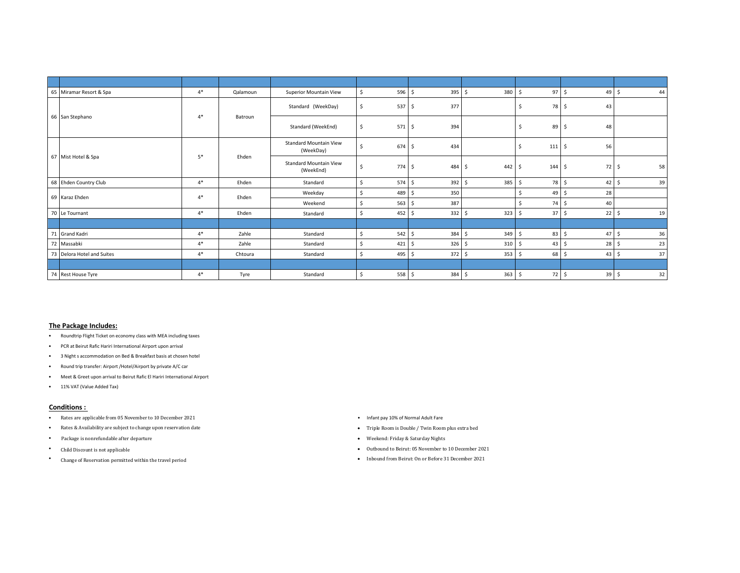| | | | | | | | | | | |
|---|---|---|---|---|---|---|---|---|---|---|
| | | | | | | | | | | |
| 65 | Miramar Resort & Spa | 4* | Qalamoun | Superior Mountain View | $ 596 | $ 395 | $ 380 | $ 97 | $ 49 | $ 44 |
| 66 | San Stephano | 4* | Batroun | Standard (WeekDay) | $ 537 | $ 377 | | $ 78 | $ 43 | |
| | | | | Standard (WeekEnd) | $ 571 | $ 394 | | $ 89 | $ 48 | |
| 67 | Mist Hotel & Spa | 5* | Ehden | Standard Mountain View (WeekDay) | $ 674 | $ 434 | | $ 111 | $ 56 | |
| | | | | Standard Mountain View (WeekEnd) | $ 774 | $ 484 | $ 442 | $ 144 | $ 72 | $ 58 |
| 68 | Ehden Country Club | 4* | Ehden | Standard | $ 574 | $ 392 | $ 385 | $ 78 | $ 42 | $ 39 |
| 69 | Karaz Ehden | 4* | Ehden | Weekday | $ 489 | $ 350 | | $ 49 | $ 28 | |
| | | | | Weekend | $ 563 | $ 387 | | $ 74 | $ 40 | |
| 70 | Le Tournant | 4* | Ehden | Standard | $ 452 | $ 332 | $ 323 | $ 37 | $ 22 | $ 19 |
| | | | | | | | | | | |
| 71 | Grand Kadri | 4* | Zahle | Standard | $ 542 | $ 384 | $ 349 | $ 83 | $ 47 | $ 36 |
| 72 | Massabki | 4* | Zahle | Standard | $ 421 | $ 326 | $ 310 | $ 43 | $ 28 | $ 23 |
| 73 | Delora Hotel and Suites | 4* | Chtoura | Standard | $ 495 | $ 372 | $ 353 | $ 68 | $ 43 | $ 37 |
| | | | | | | | | | | |
| 74 | Rest House Tyre | 4* | Tyre | Standard | $ 558 | $ 384 | $ 363 | $ 72 | $ 39 | $ 32 |

## The Package Includes:

- Roundtrip Flight Ticket on economy class with MEA including taxes
- PCR at Beirut Rafic Hariri International Airport upon arrival
- 3 Night s accommodation on Bed & Breakfast basis at chosen hotel
- Round trip transfer: Airport /Hotel/Airport by private A/C car
- Meet & Greet upon arrival to Beirut Rafic El Hariri International Airport
- 11% VAT (Value Added Tax)

## Conditions :

- Rates are applicable from 05 November to 10 December 2021
- Rates & Availability are subject to change upon reservation date
- Package is nonrefundable after departure
- Child Discount is not applicable
- Change of Reservation permitted within the travel period
- Infant pay 10% of Normal Adult Fare
- Triple Room is Double / Twin Room plus extra bed
- Weekend: Friday & Saturday Nights
- Outbound to Beirut: 05 November to 10 December 2021
- Inbound from Beirut: On or Before 31 December 2021